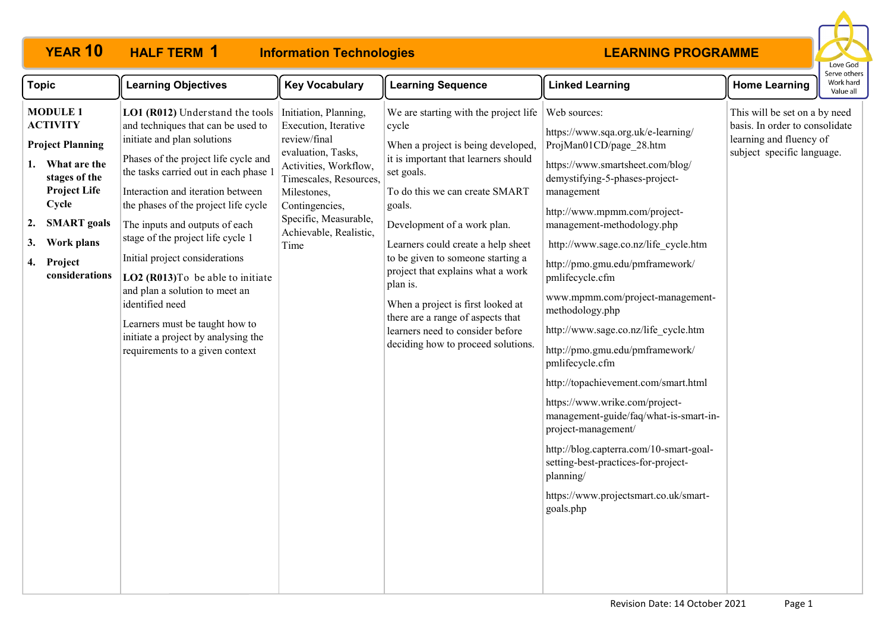# YEAR 10 HALF TERM 1 Information Technologies LEARNING PROGRAMME

Love God
Serve others
Work hard
Value all

| Topic | Learning Objectives | Key Vocabulary | Learning Sequence | Linked Learning | Home Learning |
|---|---|---|---|---|---|
| **MODULE 1 ACTIVITY**<br><br>**Project Planning**<br><br>1. **What are the stages of the Project Life Cycle**<br>2. **SMART goals**<br>3. **Work plans**<br>4. **Project considerations** | **LO1 (R012)** Understand the tools and techniques that can be used to initiate and plan solutions<br><br>Phases of the project life cycle and the tasks carried out in each phase 1<br><br>Interaction and iteration between the phases of the project life cycle<br><br>The inputs and outputs of each stage of the project life cycle 1<br><br>Initial project considerations<br><br>**LO2 (R013)**To be able to initiate and plan a solution to meet an identified need<br><br>Learners must be taught how to initiate a project by analysing the requirements to a given context | Initiation, Planning, Execution, Iterative review/final evaluation, Tasks, Activities, Workflow, Timescales, Resources, Milestones, Contingencies, Specific, Measurable, Achievable, Realistic, Time | We are starting with the project life cycle<br><br>When a project is being developed, it is important that learners should set goals.<br><br>To do this we can create SMART goals.<br><br>Development of a work plan.<br><br>Learners could create a help sheet to be given to someone starting a project that explains what a work plan is.<br><br>When a project is first looked at there are a range of aspects that learners need to consider before deciding how to proceed solutions. | Web sources:<br><br>https://www.sqa.org.uk/e-learning/ProjMan01CD/page_28.htm<br><br>https://www.smartsheet.com/blog/demystifying-5-phases-project-management<br><br>http://www.mpmm.com/project-management-methodology.php<br><br>http://www.sage.co.nz/life_cycle.htm<br><br>http://pmo.gmu.edu/pmframework/pmlifecycle.cfm<br><br>www.mpmm.com/project-management-methodology.php<br><br>http://www.sage.co.nz/life_cycle.htm<br><br>http://pmo.gmu.edu/pmframework/pmlifecycle.cfm<br><br>http://topachievement.com/smart.html<br><br>https://www.wrike.com/project-management-guide/faq/what-is-smart-in-project-management/<br><br>http://blog.capterra.com/10-smart-goal-setting-best-practices-for-project-planning/<br><br>https://www.projectsmart.co.uk/smart-goals.php | This will be set on a by need basis. In order to consolidate learning and fluency of subject specific language. |

Revision Date: 14 October 2021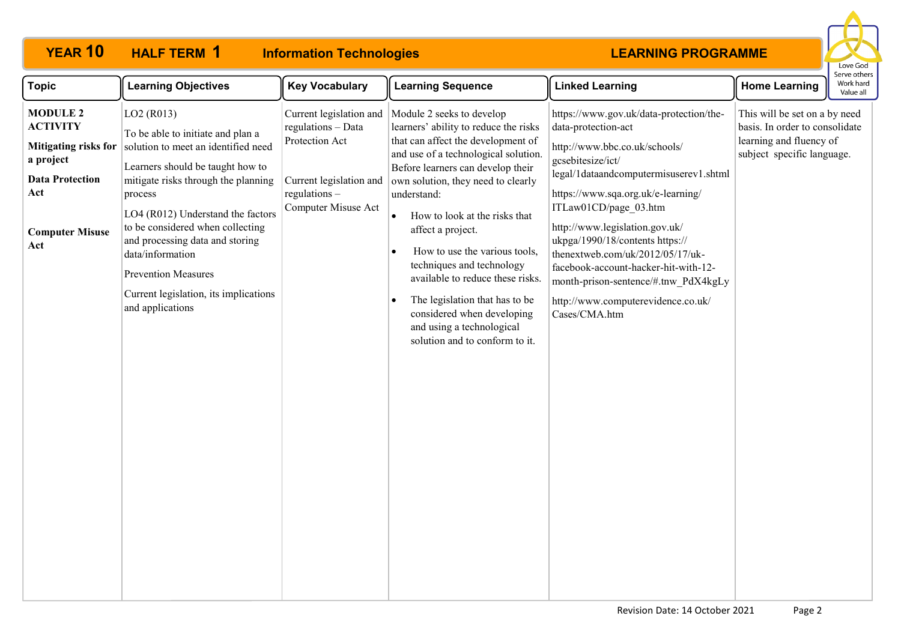**YEAR 10** **HALF TERM 1** **Information Technologies** **LEARNING PROGRAMME**

Love God
Serve others
Work hard
Value all

| Topic | Learning Objectives | Key Vocabulary | Learning Sequence | Linked Learning | Home Learning |
|---|---|---|---|---|---|
| **MODULE 2 ACTIVITY**<br><br>**Mitigating risks for a project**<br><br>**Data Protection Act**<br><br>**Computer Misuse Act** | LO2 (R013)<br><br>To be able to initiate and plan a solution to meet an identified need<br><br>Learners should be taught how to mitigate risks through the planning process<br><br>LO4 (R012) Understand the factors to be considered when collecting and processing data and storing data/information<br><br>Prevention Measures<br><br>Current legislation, its implications and applications | Current legislation and regulations – Data Protection Act<br><br>Current legislation and regulations – Computer Misuse Act | Module 2 seeks to develop learners' ability to reduce the risks that can affect the development of and use of a technological solution. Before learners can develop their own solution, they need to clearly understand:<br><br>• How to look at the risks that affect a project.<br>• How to use the various tools, techniques and technology available to reduce these risks.<br>• The legislation that has to be considered when developing and using a technological solution and to conform to it. | https://www.gov.uk/data-protection/the-data-protection-act<br><br>http://www.bbc.co.uk/schools/gcsebitesize/ict/legal/1dataandcomputermisuserev1.shtml<br><br>https://www.sqa.org.uk/e-learning/ITLaw01CD/page_03.htm<br><br>http://www.legislation.gov.uk/ukpga/1990/18/contents https://thenextweb.com/uk/2012/05/17/uk-facebook-account-hacker-hit-with-12-month-prison-sentence/#.tnw_PdX4kgLy<br><br>http://www.computerevidence.co.uk/Cases/CMA.htm | This will be set on a by need basis. In order to consolidate learning and fluency of subject specific language. |

Revision Date: 14 October 2021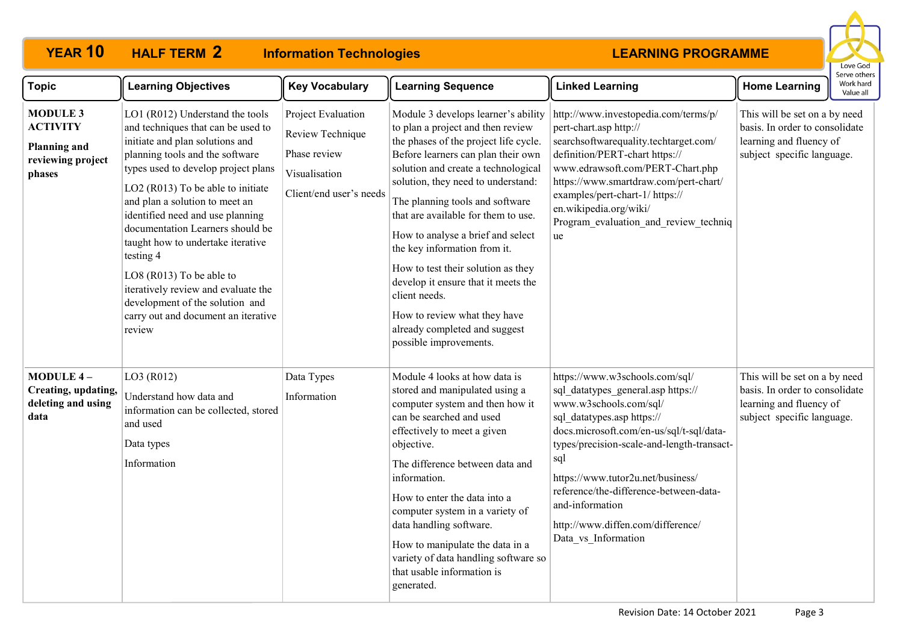**YEAR 10 HALF TERM 2 Information Technologies LEARNING PROGRAMME**

| Topic | Learning Objectives | Key Vocabulary | Learning Sequence | Linked Learning | Home Learning |
|---|---|---|---|---|---|
| **MODULE 3 ACTIVITY**<br><br>**Planning and reviewing project phases** | LO1 (R012) Understand the tools and techniques that can be used to initiate and plan solutions and planning tools and the software types used to develop project plans<br><br>LO2 (R013) To be able to initiate and plan a solution to meet an identified need and use planning documentation Learners should be taught how to undertake iterative testing 4<br><br>LO8 (R013) To be able to iteratively review and evaluate the development of the solution and carry out and document an iterative review | Project Evaluation<br><br>Review Technique<br><br>Phase review<br><br>Visualisation<br><br>Client/end user's needs | Module 3 develops learner's ability to plan a project and then review the phases of the project life cycle. Before learners can plan their own solution and create a technological solution, they need to understand:<br><br>The planning tools and software that are available for them to use.<br><br>How to analyse a brief and select the key information from it.<br><br>How to test their solution as they develop it ensure that it meets the client needs.<br><br>How to review what they have already completed and suggest possible improvements. | http://www.investopedia.com/terms/p/pert-chart.asp http://searchsoftwarequality.techtarget.com/definition/PERT-chart https://www.edrawsoft.com/PERT-Chart.php https://www.smartdraw.com/pert-chart/examples/pert-chart-1/ https://en.wikipedia.org/wiki/Program_evaluation_and_review_technique | This will be set on a by need basis. In order to consolidate learning and fluency of subject specific language. |
| **MODULE 4 – Creating, updating, deleting and using data** | LO3 (R012)<br><br>Understand how data and information can be collected, stored and used<br><br>Data types<br><br>Information | Data Types<br><br>Information | Module 4 looks at how data is stored and manipulated using a computer system and then how it can be searched and used effectively to meet a given objective.<br><br>The difference between data and information.<br><br>How to enter the data into a computer system in a variety of data handling software.<br><br>How to manipulate the data in a variety of data handling software so that usable information is generated. | https://www.w3schools.com/sql/sql_datatypes_general.asp https://www.w3schools.com/sql/sql_datatypes.asp https://docs.microsoft.com/en-us/sql/t-sql/data-types/precision-scale-and-length-transact-sql<br><br>https://www.tutor2u.net/business/reference/the-difference-between-data-and-information<br><br>http://www.diffen.com/difference/Data_vs_Information | This will be set on a by need basis. In order to consolidate learning and fluency of subject specific language. |

Revision Date: 14 October 2021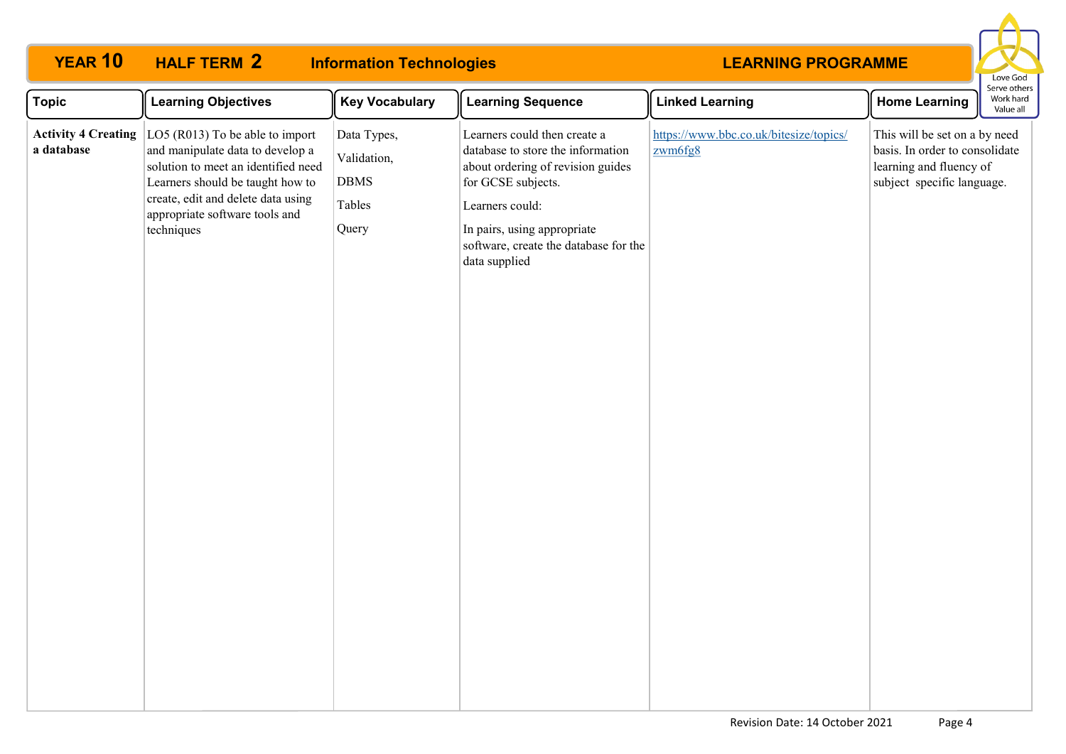# YEAR 10 HALF TERM 2 Information Technologies — LEARNING PROGRAMME

| Topic | Learning Objectives | Key Vocabulary | Learning Sequence | Linked Learning | Home Learning |
|---|---|---|---|---|---|
| **Activity 4 Creating a database** | LO5 (R013) To be able to import and manipulate data to develop a solution to meet an identified need<br>Learners should be taught how to create, edit and delete data using appropriate software tools and techniques | Data Types,<br>Validation,<br>DBMS<br>Tables<br>Query | Learners could then create a database to store the information about ordering of revision guides for GCSE subjects.<br>Learners could:<br>In pairs, using appropriate software, create the database for the data supplied | https://www.bbc.co.uk/bitesize/topics/zwm6fg8 | This will be set on a by need basis. In order to consolidate learning and fluency of subject specific language. |

Revision Date: 14 October 2021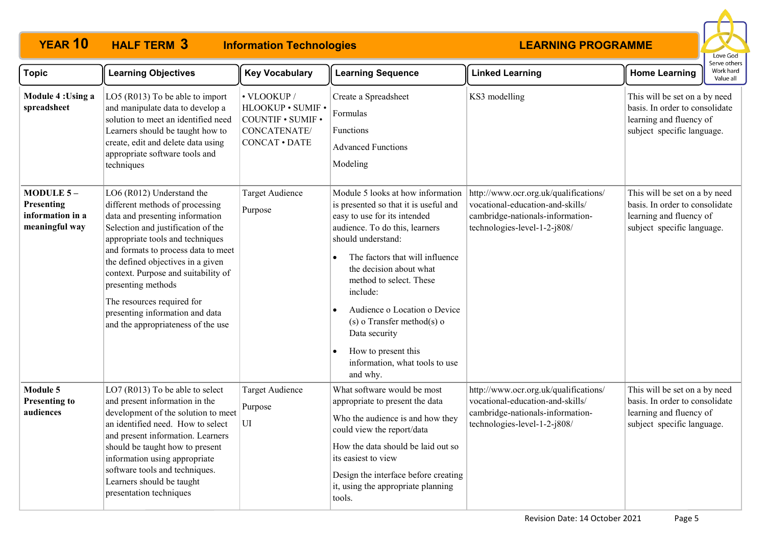**YEAR 10** **HALF TERM 3** **Information Technologies** **LEARNING PROGRAMME**

Love God Serve others Work hard Value all

| Topic | Learning Objectives | Key Vocabulary | Learning Sequence | Linked Learning | Home Learning |
|---|---|---|---|---|---|
| **Module 4 :Using a spreadsheet** | LO5 (R013) To be able to import and manipulate data to develop a solution to meet an identified need Learners should be taught how to create, edit and delete data using appropriate software tools and techniques | • VLOOKUP / HLOOKUP • SUMIF • COUNTIF • SUMIF • CONCATENATE/ CONCAT • DATE | Create a Spreadsheet<br>Formulas<br>Functions<br>Advanced Functions<br>Modeling | KS3 modelling | This will be set on a by need basis. In order to consolidate learning and fluency of subject specific language. |
| **MODULE 5 – Presenting information in a meaningful way** | LO6 (R012) Understand the different methods of processing data and presenting information Selection and justification of the appropriate tools and techniques and formats to process data to meet the defined objectives in a given context. Purpose and suitability of presenting methods<br>The resources required for presenting information and data and the appropriateness of the use | Target Audience<br>Purpose | Module 5 looks at how information is presented so that it is useful and easy to use for its intended audience. To do this, learners should understand:<br>• The factors that will influence the decision about what method to select. These include:<br>• Audience o Location o Device (s) o Transfer method(s) o Data security<br>• How to present this information, what tools to use and why. | http://www.ocr.org.uk/qualifications/vocational-education-and-skills/cambridge-nationals-information-technologies-level-1-2-j808/ | This will be set on a by need basis. In order to consolidate learning and fluency of subject specific language. |
| **Module 5 Presenting to audiences** | LO7 (R013) To be able to select and present information in the development of the solution to meet an identified need. How to select and present information. Learners should be taught how to present information using appropriate software tools and techniques. Learners should be taught presentation techniques | Target Audience<br>Purpose<br>UI | What software would be most appropriate to present the data<br>Who the audience is and how they could view the report/data<br>How the data should be laid out so its easiest to view<br>Design the interface before creating it, using the appropriate planning tools. | http://www.ocr.org.uk/qualifications/vocational-education-and-skills/cambridge-nationals-information-technologies-level-1-2-j808/ | This will be set on a by need basis. In order to consolidate learning and fluency of subject specific language. |

Revision Date: 14 October 2021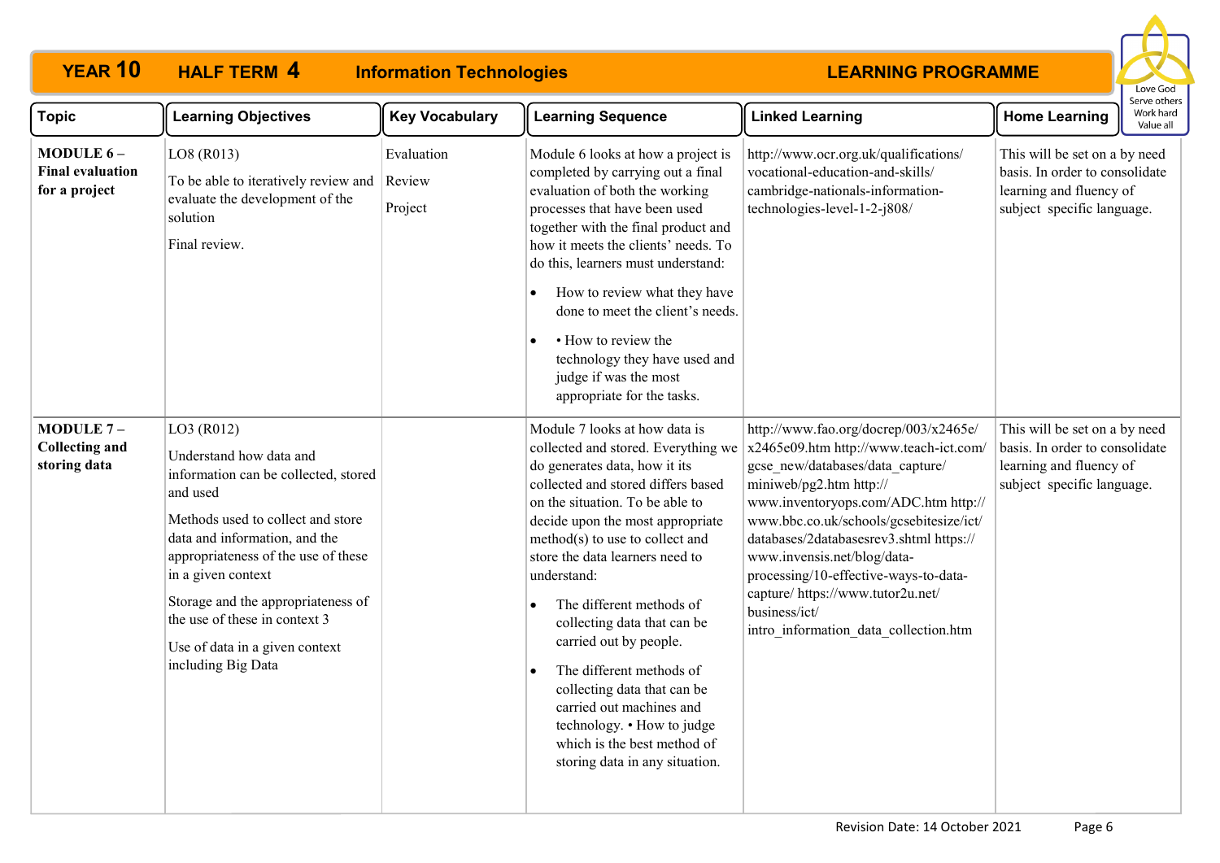# YEAR 10 HALF TERM 4 Information Technologies LEARNING PROGRAMME

Love God
Serve others
Work hard
Value all

| Topic | Learning Objectives | Key Vocabulary | Learning Sequence | Linked Learning | Home Learning |
|---|---|---|---|---|---|
| **MODULE 6 – Final evaluation for a project** | LO8 (R013)<br><br>To be able to iteratively review and evaluate the development of the solution<br><br>Final review. | Evaluation<br><br>Review<br><br>Project | Module 6 looks at how a project is completed by carrying out a final evaluation of both the working processes that have been used together with the final product and how it meets the clients' needs. To do this, learners must understand:<br><br>• How to review what they have done to meet the client's needs.<br>• • How to review the technology they have used and judge if was the most appropriate for the tasks. | http://www.ocr.org.uk/qualifications/vocational-education-and-skills/cambridge-nationals-information-technologies-level-1-2-j808/ | This will be set on a by need basis. In order to consolidate learning and fluency of subject specific language. |
| **MODULE 7 – Collecting and storing data** | LO3 (R012)<br><br>Understand how data and information can be collected, stored and used<br><br>Methods used to collect and store data and information, and the appropriateness of the use of these in a given context<br><br>Storage and the appropriateness of the use of these in context 3<br><br>Use of data in a given context including Big Data | | Module 7 looks at how data is collected and stored. Everything we do generates data, how it its collected and stored differs based on the situation. To be able to decide upon the most appropriate method(s) to use to collect and store the data learners need to understand:<br><br>• The different methods of collecting data that can be carried out by people.<br>• The different methods of collecting data that can be carried out machines and technology. • How to judge which is the best method of storing data in any situation. | http://www.fao.org/docrep/003/x2465e/x2465e09.htm http://www.teach-ict.com/gcse_new/databases/data_capture/miniweb/pg2.htm http://www.inventoryops.com/ADC.htm http://www.bbc.co.uk/schools/gcsebitesize/ict/databases/2databasesrev3.shtml https://www.invensis.net/blog/data-processing/10-effective-ways-to-data-capture/ https://www.tutor2u.net/business/ict/intro_information_data_collection.htm | This will be set on a by need basis. In order to consolidate learning and fluency of subject specific language. |

Revision Date: 14 October 2021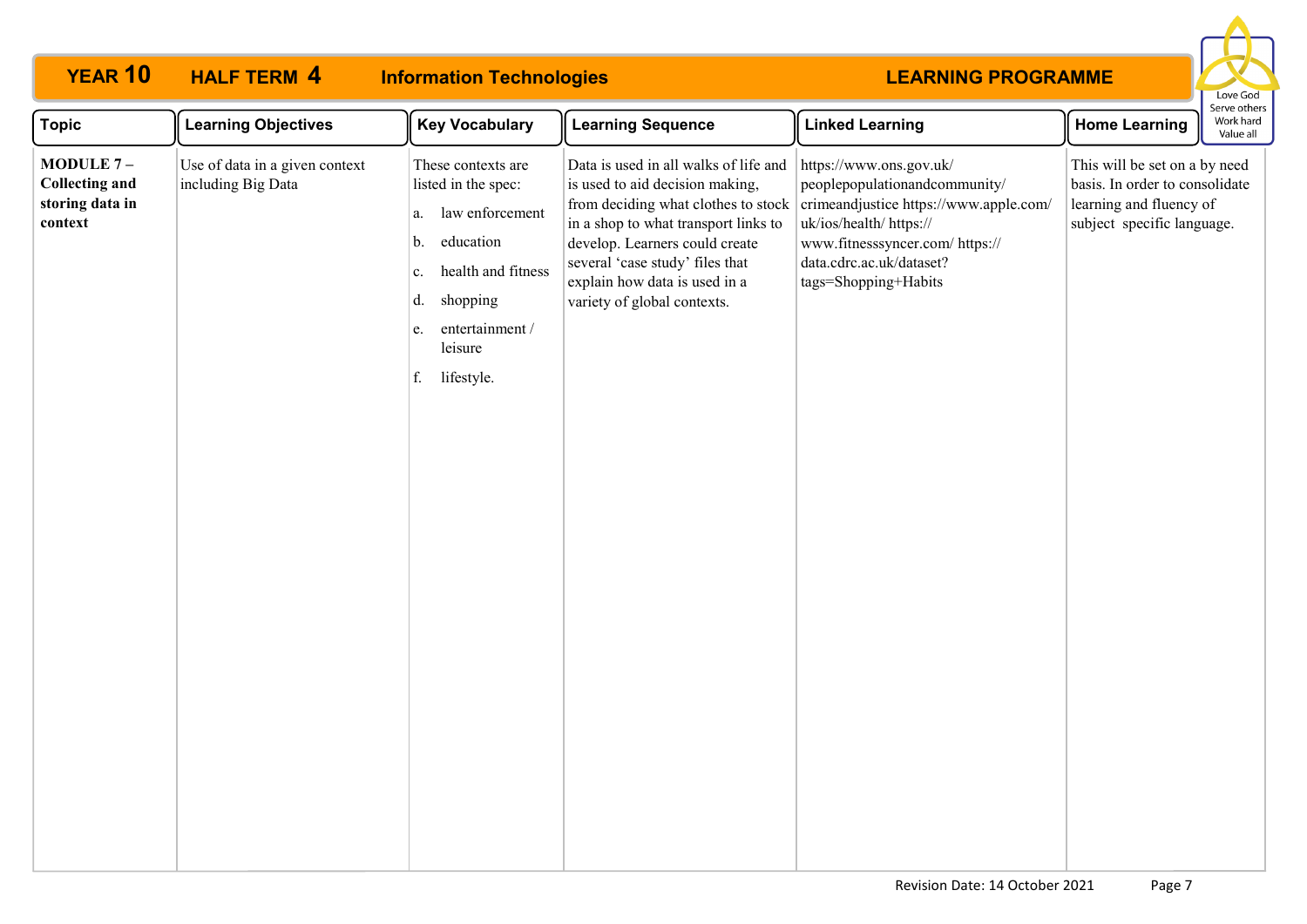**YEAR 10 HALF TERM 4 Information Technologies LEARNING PROGRAMME**

| Topic | Learning Objectives | Key Vocabulary | Learning Sequence | Linked Learning | Home Learning |
|---|---|---|---|---|---|
| **MODULE 7 – Collecting and storing data in context** | Use of data in a given context including Big Data | These contexts are listed in the spec: a. law enforcement b. education c. health and fitness d. shopping e. entertainment / leisure f. lifestyle. | Data is used in all walks of life and is used to aid decision making, from deciding what clothes to stock in a shop to what transport links to develop. Learners could create several 'case study' files that explain how data is used in a variety of global contexts. | https://www.ons.gov.uk/peoplepopulationandcommunity/crimeandjustice https://www.apple.com/uk/ios/health/ https://www.fitnesssyncer.com/ https://data.cdrc.ac.uk/dataset?tags=Shopping+Habits | This will be set on a by need basis. In order to consolidate learning and fluency of subject specific language. |

Revision Date: 14 October 2021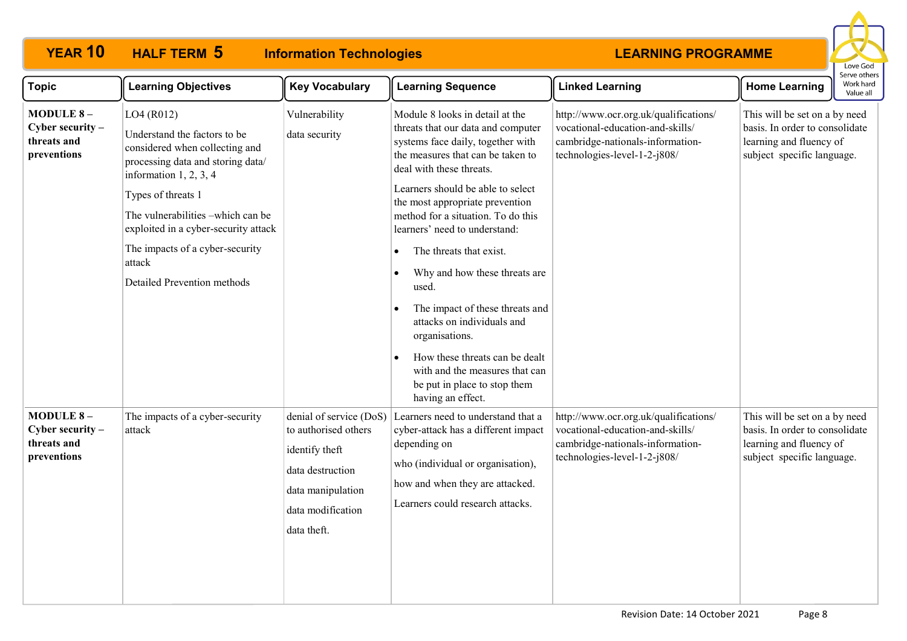# YEAR 10 HALF TERM 5 Information Technologies LEARNING PROGRAMME

Love God
Serve others
Work hard
Value all

| Topic | Learning Objectives | Key Vocabulary | Learning Sequence | Linked Learning | Home Learning |
|---|---|---|---|---|---|
| **MODULE 8 – Cyber security – threats and preventions** | LO4 (R012)<br><br>Understand the factors to be considered when collecting and processing data and storing data/ information 1, 2, 3, 4<br><br>Types of threats 1<br><br>The vulnerabilities –which can be exploited in a cyber-security attack<br><br>The impacts of a cyber-security attack<br><br>Detailed Prevention methods | Vulnerability<br><br>data security | Module 8 looks in detail at the threats that our data and computer systems face daily, together with the measures that can be taken to deal with these threats.<br><br>Learners should be able to select the most appropriate prevention method for a situation. To do this learners' need to understand:<br><br>• The threats that exist.<br>• Why and how these threats are used.<br>• The impact of these threats and attacks on individuals and organisations.<br>• How these threats can be dealt with and the measures that can be put in place to stop them having an effect. | http://www.ocr.org.uk/qualifications/vocational-education-and-skills/cambridge-nationals-information-technologies-level-1-2-j808/ | This will be set on a by need basis. In order to consolidate learning and fluency of subject specific language. |
| **MODULE 8 – Cyber security – threats and preventions** | The impacts of a cyber-security attack | denial of service (DoS) to authorised others<br><br>identify theft<br><br>data destruction<br><br>data manipulation<br><br>data modification<br><br>data theft. | Learners need to understand that a cyber-attack has a different impact depending on<br><br>who (individual or organisation),<br><br>how and when they are attacked.<br><br>Learners could research attacks. | http://www.ocr.org.uk/qualifications/vocational-education-and-skills/cambridge-nationals-information-technologies-level-1-2-j808/ | This will be set on a by need basis. In order to consolidate learning and fluency of subject specific language. |

Revision Date: 14 October 2021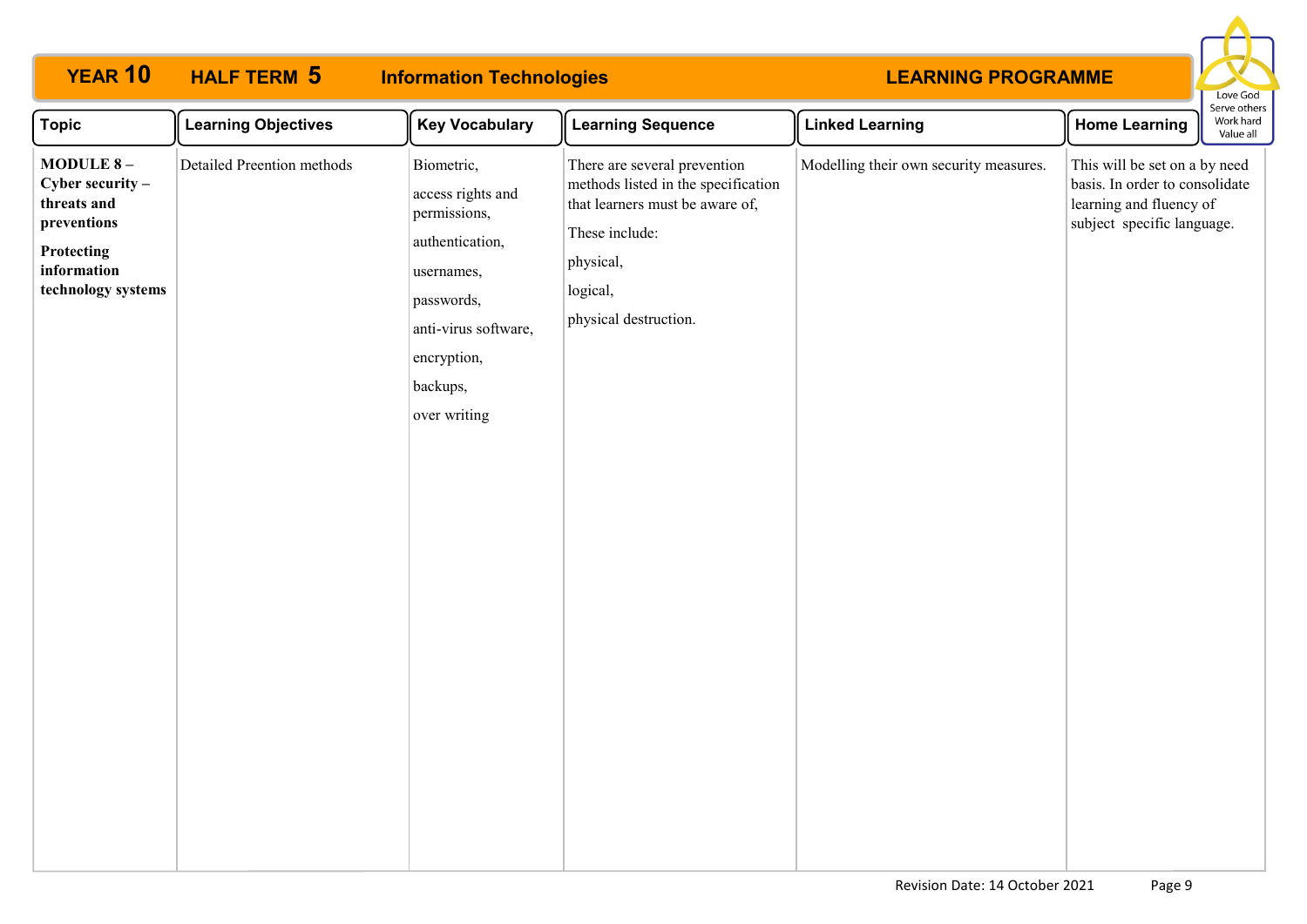**YEAR 10 HALF TERM 5 Information Technologies LEARNING PROGRAMME**

Love God
Serve others
Work hard
Value all

| Topic | Learning Objectives | Key Vocabulary | Learning Sequence | Linked Learning | Home Learning |
|---|---|---|---|---|---|
| **MODULE 8 – Cyber security – threats and preventions**<br><br>**Protecting information technology systems** | Detailed Preention methods | Biometric,<br>access rights and permissions,<br>authentication,<br>usernames,<br>passwords,<br>anti-virus software,<br>encryption,<br>backups,<br>over writing | There are several prevention methods listed in the specification that learners must be aware of,<br>These include:<br>physical,<br>logical,<br>physical destruction. | Modelling their own security measures. | This will be set on a by need basis. In order to consolidate learning and fluency of subject specific language. |

Revision Date: 14 October 2021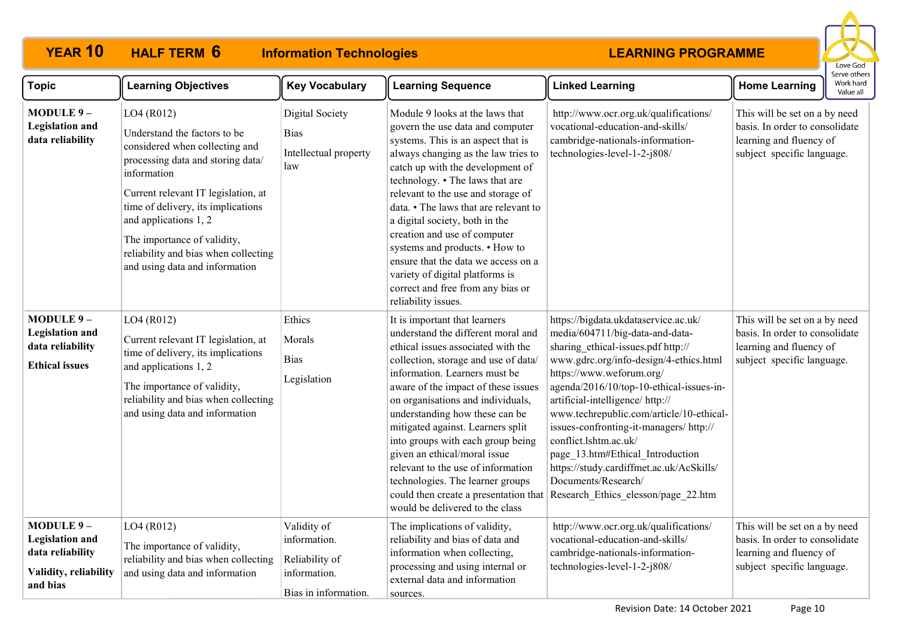**YEAR 10 HALF TERM 6 Information Technologies LEARNING PROGRAMME**

Love God
Serve others
Work hard
Value all

| Topic | Learning Objectives | Key Vocabulary | Learning Sequence | Linked Learning | Home Learning |
|---|---|---|---|---|---|
| **MODULE 9 – Legislation and data reliability** | LO4 (R012)<br>Understand the factors to be considered when collecting and processing data and storing data/ information<br>Current relevant IT legislation, at time of delivery, its implications and applications 1, 2<br>The importance of validity, reliability and bias when collecting and using data and information | Digital Society<br>Bias<br>Intellectual property law | Module 9 looks at the laws that govern the use data and computer systems. This is an aspect that is always changing as the law tries to catch up with the development of technology. • The laws that are relevant to the use and storage of data. • The laws that are relevant to a digital society, both in the creation and use of computer systems and products. • How to ensure that the data we access on a variety of digital platforms is correct and free from any bias or reliability issues. | http://www.ocr.org.uk/qualifications/vocational-education-and-skills/cambridge-nationals-information-technologies-level-1-2-j808/ | This will be set on a by need basis. In order to consolidate learning and fluency of subject specific language. |
| **MODULE 9 – Legislation and data reliability**<br>**Ethical issues** | LO4 (R012)<br>Current relevant IT legislation, at time of delivery, its implications and applications 1, 2<br>The importance of validity, reliability and bias when collecting and using data and information | Ethics<br>Morals<br>Bias<br>Legislation | It is important that learners understand the different moral and ethical issues associated with the collection, storage and use of data/ information. Learners must be aware of the impact of these issues on organisations and individuals, understanding how these can be mitigated against. Learners split into groups with each group being given an ethical/moral issue relevant to the use of information technologies. The learner groups could then create a presentation that would be delivered to the class | https://bigdata.ukdataservice.ac.uk/media/604711/big-data-and-data-sharing_ethical-issues.pdf http://www.gdrc.org/info-design/4-ethics.html https://www.weforum.org/agenda/2016/10/top-10-ethical-issues-in-artificial-intelligence/ http://www.techrepublic.com/article/10-ethical-issues-confronting-it-managers/ http://conflict.lshtm.ac.uk/page_13.htm#Ethical_Introduction https://study.cardiffmet.ac.uk/AcSkills/Documents/Research/Research_Ethics_elesson/page_22.htm | This will be set on a by need basis. In order to consolidate learning and fluency of subject specific language. |
| **MODULE 9 – Legislation and data reliability**<br>**Validity, reliability and bias** | LO4 (R012)<br>The importance of validity, reliability and bias when collecting and using data and information | Validity of information.<br>Reliability of information.<br>Bias in information. | The implications of validity, reliability and bias of data and information when collecting, processing and using internal or external data and information sources. | http://www.ocr.org.uk/qualifications/vocational-education-and-skills/cambridge-nationals-information-technologies-level-1-2-j808/ | This will be set on a by need basis. In order to consolidate learning and fluency of subject specific language. |

Revision Date: 14 October 2021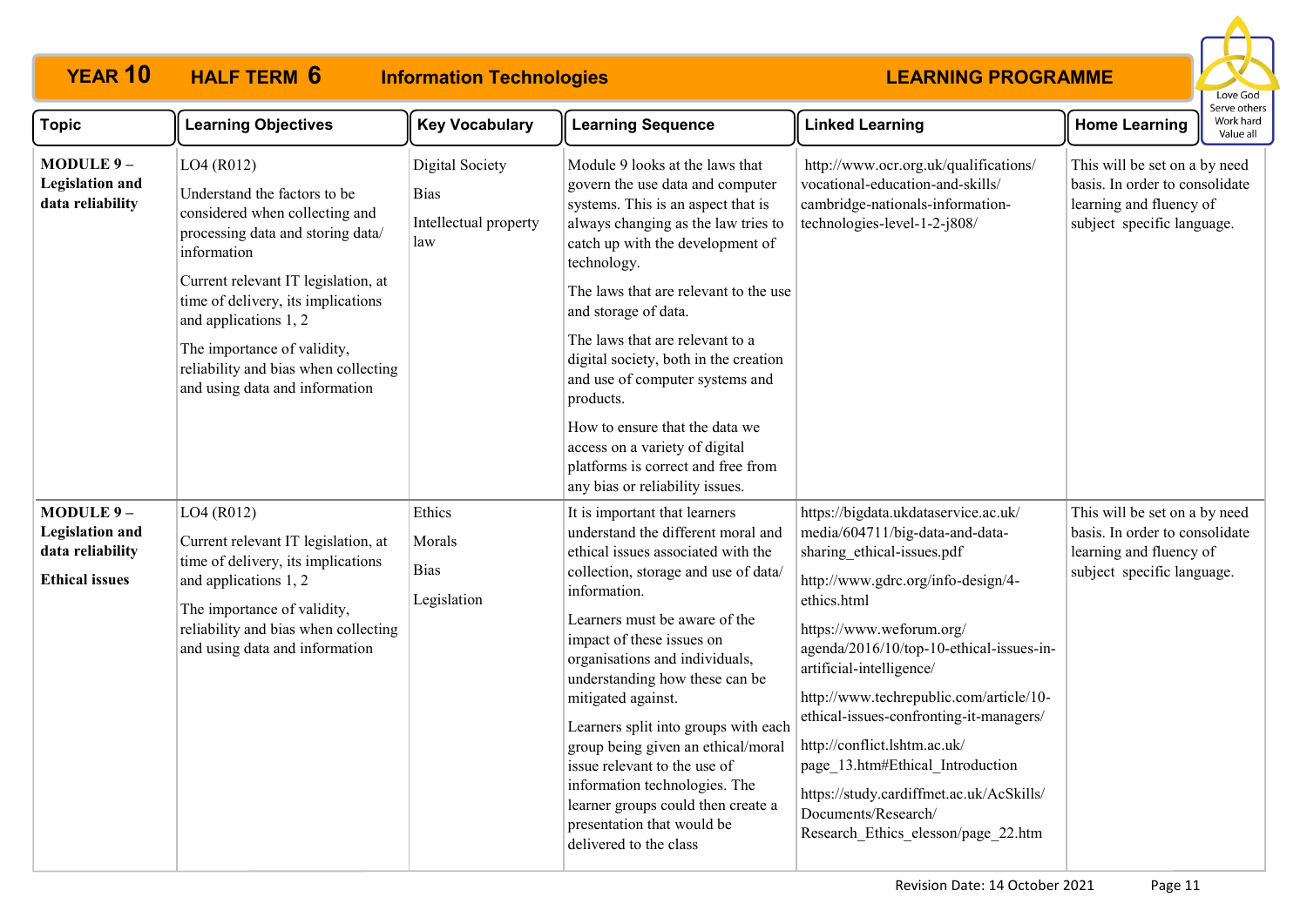**YEAR 10 HALF TERM 6 Information Technologies LEARNING PROGRAMME**

Love God
Serve others
Work hard
Value all

| Topic | Learning Objectives | Key Vocabulary | Learning Sequence | Linked Learning | Home Learning |
|---|---|---|---|---|---|
| **MODULE 9 – Legislation and data reliability** | LO4 (R012)<br><br>Understand the factors to be considered when collecting and processing data and storing data/ information<br><br>Current relevant IT legislation, at time of delivery, its implications and applications 1, 2<br><br>The importance of validity, reliability and bias when collecting and using data and information | Digital Society<br><br>Bias<br><br>Intellectual property law | Module 9 looks at the laws that govern the use data and computer systems. This is an aspect that is always changing as the law tries to catch up with the development of technology.<br><br>The laws that are relevant to the use and storage of data.<br><br>The laws that are relevant to a digital society, both in the creation and use of computer systems and products.<br><br>How to ensure that the data we access on a variety of digital platforms is correct and free from any bias or reliability issues. | http://www.ocr.org.uk/qualifications/vocational-education-and-skills/cambridge-nationals-information-technologies-level-1-2-j808/ | This will be set on a by need basis. In order to consolidate learning and fluency of subject specific language. |
| **MODULE 9 – Legislation and data reliability**<br><br>**Ethical issues** | LO4 (R012)<br><br>Current relevant IT legislation, at time of delivery, its implications and applications 1, 2<br><br>The importance of validity, reliability and bias when collecting and using data and information | Ethics<br><br>Morals<br><br>Bias<br><br>Legislation | It is important that learners understand the different moral and ethical issues associated with the collection, storage and use of data/ information.<br><br>Learners must be aware of the impact of these issues on organisations and individuals, understanding how these can be mitigated against.<br><br>Learners split into groups with each group being given an ethical/moral issue relevant to the use of information technologies. The learner groups could then create a presentation that would be delivered to the class | https://bigdata.ukdataservice.ac.uk/media/604711/big-data-and-data-sharing_ethical-issues.pdf<br><br>http://www.gdrc.org/info-design/4-ethics.html<br><br>https://www.weforum.org/agenda/2016/10/top-10-ethical-issues-in-artificial-intelligence/<br><br>http://www.techrepublic.com/article/10-ethical-issues-confronting-it-managers/<br><br>http://conflict.lshtm.ac.uk/page_13.htm#Ethical_Introduction<br><br>https://study.cardiffmet.ac.uk/AcSkills/Documents/Research/Research_Ethics_elesson/page_22.htm | This will be set on a by need basis. In order to consolidate learning and fluency of subject specific language. |

Revision Date: 14 October 2021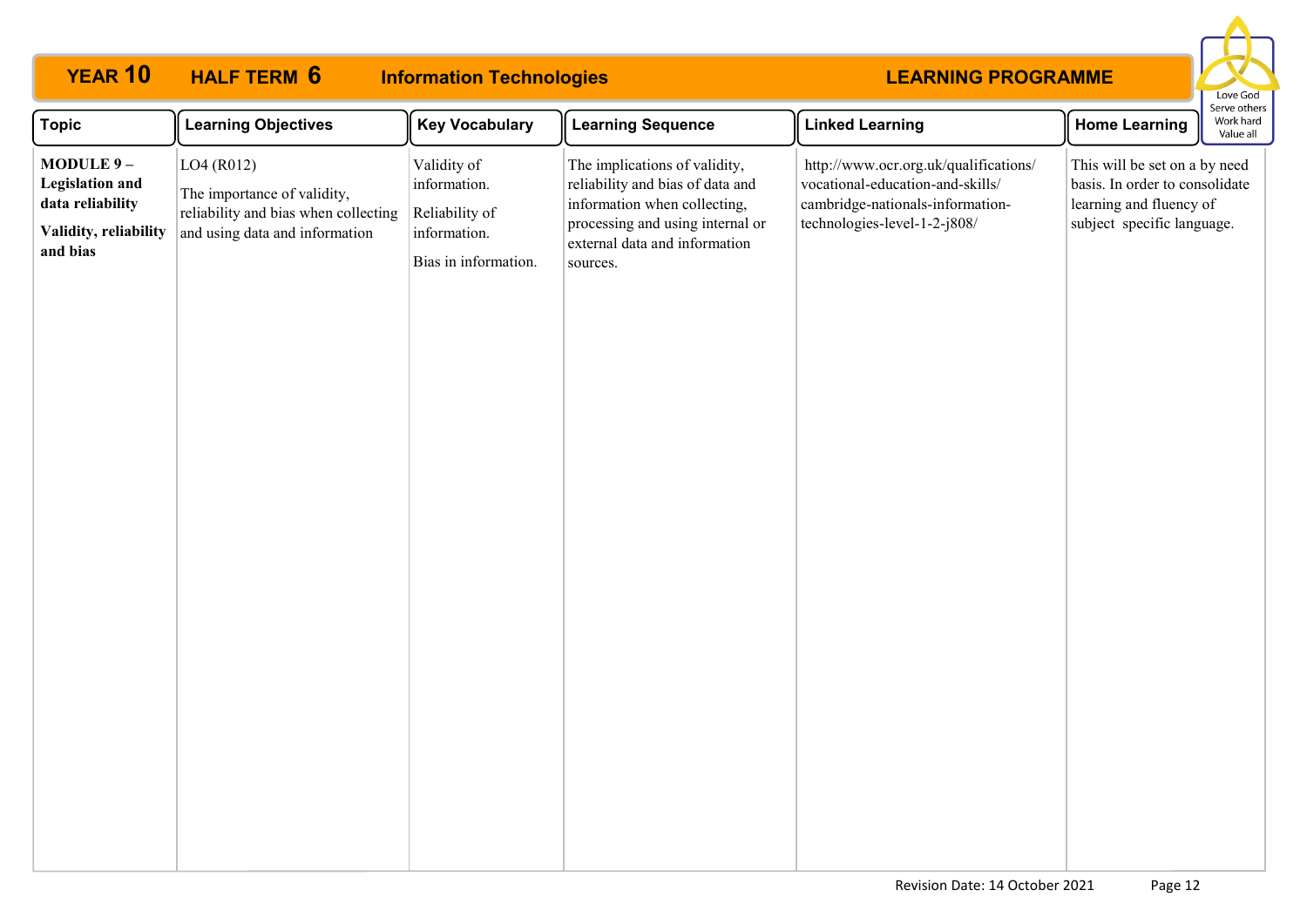# YEAR 10 HALF TERM 6 Information Technologies LEARNING PROGRAMME

Love God
Serve others
Work hard
Value all

| Topic | Learning Objectives | Key Vocabulary | Learning Sequence | Linked Learning | Home Learning |
|---|---|---|---|---|---|
| **MODULE 9 – Legislation and data reliability**<br><br>**Validity, reliability and bias** | LO4 (R012)<br><br>The importance of validity, reliability and bias when collecting and using data and information | Validity of information.<br><br>Reliability of information.<br><br>Bias in information. | The implications of validity, reliability and bias of data and information when collecting, processing and using internal or external data and information sources. | http://www.ocr.org.uk/qualifications/vocational-education-and-skills/cambridge-nationals-information-technologies-level-1-2-j808/ | This will be set on a by need basis. In order to consolidate learning and fluency of subject specific language. |

Revision Date: 14 October 2021